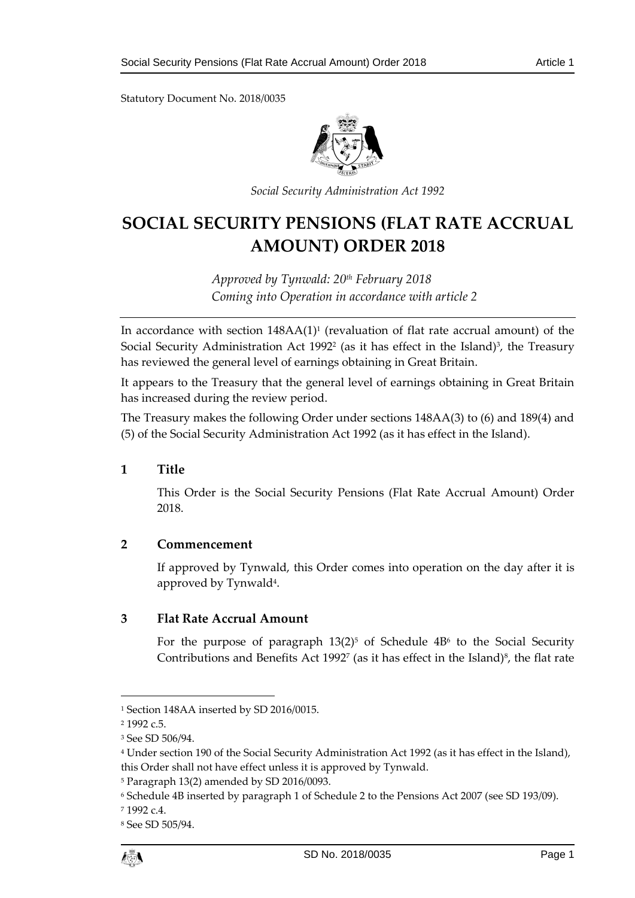Statutory Document No. 2018/0035

*Social Security Administration Act 1992*

# SOCIAL SECURITY PENSIONS (FLAT RATE ACCRUAL AMOUNT) ORDER 2018

*Approved by Tynwald: 20th February 2018*
*Coming into Operation in accordance with article 2*

In accordance with section 148AA(1)[1] (revaluation of flat rate accrual amount) of the Social Security Administration Act 1992[2] (as it has effect in the Island)[3], the Treasury has reviewed the general level of earnings obtaining in Great Britain.

It appears to the Treasury that the general level of earnings obtaining in Great Britain has increased during the review period.

The Treasury makes the following Order under sections 148AA(3) to (6) and 189(4) and (5) of the Social Security Administration Act 1992 (as it has effect in the Island).

## 1 Title

This Order is the Social Security Pensions (Flat Rate Accrual Amount) Order 2018.

## 2 Commencement

If approved by Tynwald, this Order comes into operation on the day after it is approved by Tynwald[4].

## 3 Flat Rate Accrual Amount

For the purpose of paragraph 13(2)[5] of Schedule 4B[6] to the Social Security Contributions and Benefits Act 1992[7] (as it has effect in the Island)[8], the flat rate

---

[1] Section 148AA inserted by SD 2016/0015.

[2] 1992 c.5.

[3] See SD 506/94.

[4] Under section 190 of the Social Security Administration Act 1992 (as it has effect in the Island), this Order shall not have effect unless it is approved by Tynwald.

[5] Paragraph 13(2) amended by SD 2016/0093.

[6] Schedule 4B inserted by paragraph 1 of Schedule 2 to the Pensions Act 2007 (see SD 193/09).

[7] 1992 c.4.

[8] See SD 505/94.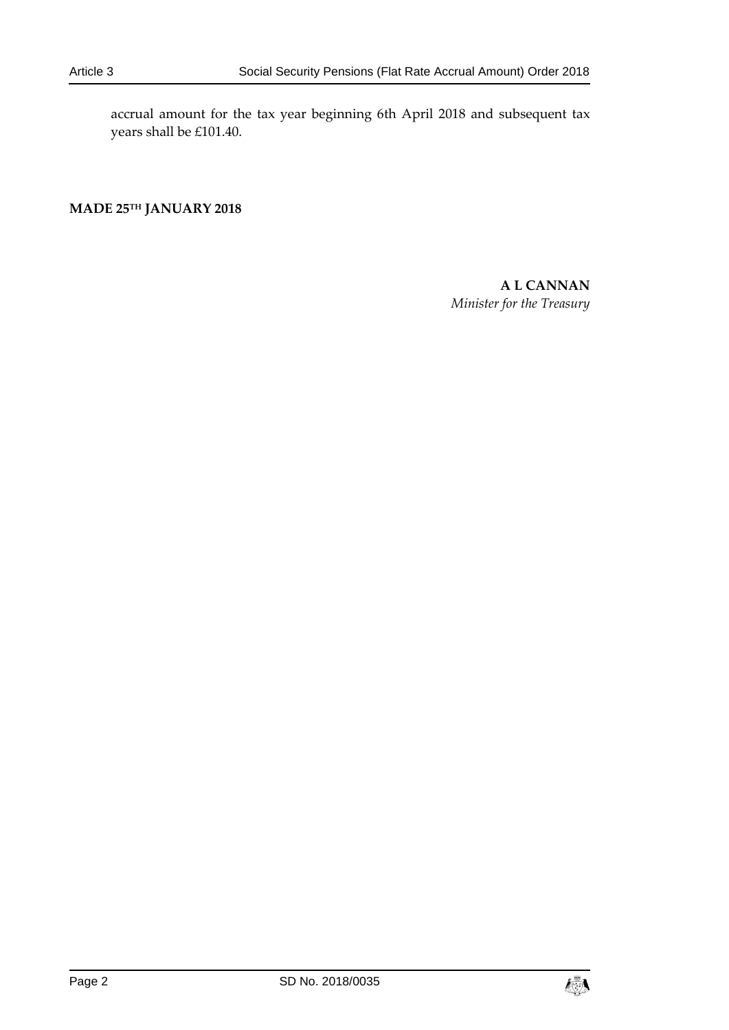accrual amount for the tax year beginning 6th April 2018 and subsequent tax years shall be £101.40.

**MADE 25TH JANUARY 2018**

**A L CANNAN**
*Minister for the Treasury*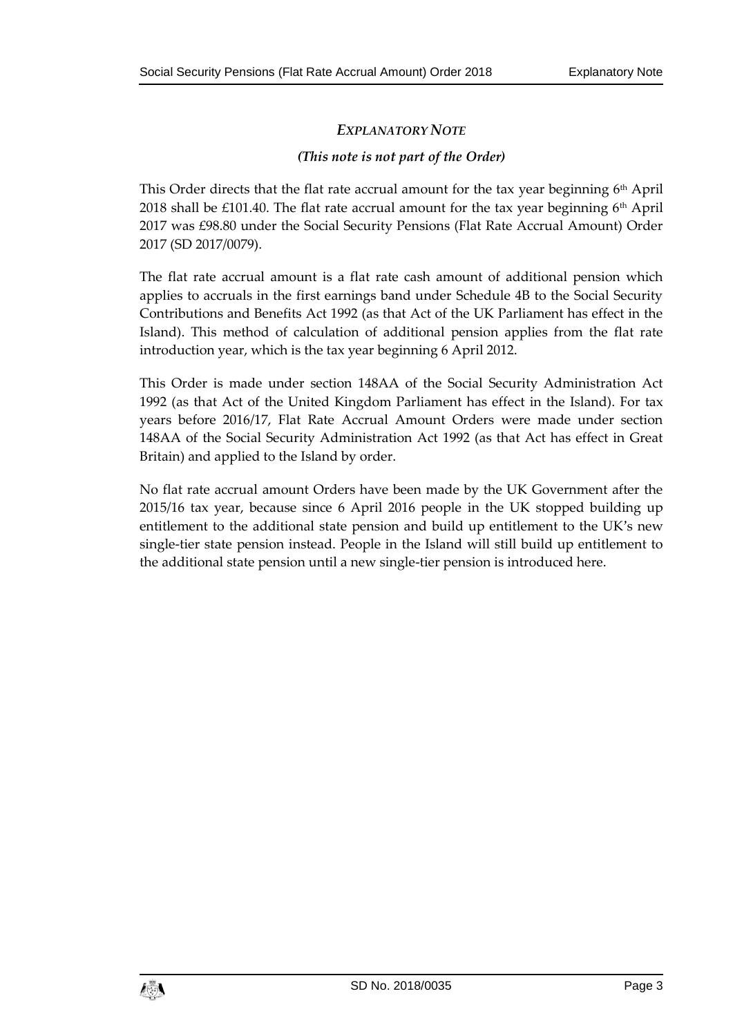## *EXPLANATORY NOTE*

***(This note is not part of the Order)***

This Order directs that the flat rate accrual amount for the tax year beginning 6th April 2018 shall be £101.40. The flat rate accrual amount for the tax year beginning 6th April 2017 was £98.80 under the Social Security Pensions (Flat Rate Accrual Amount) Order 2017 (SD 2017/0079).

The flat rate accrual amount is a flat rate cash amount of additional pension which applies to accruals in the first earnings band under Schedule 4B to the Social Security Contributions and Benefits Act 1992 (as that Act of the UK Parliament has effect in the Island). This method of calculation of additional pension applies from the flat rate introduction year, which is the tax year beginning 6 April 2012.

This Order is made under section 148AA of the Social Security Administration Act 1992 (as that Act of the United Kingdom Parliament has effect in the Island). For tax years before 2016/17, Flat Rate Accrual Amount Orders were made under section 148AA of the Social Security Administration Act 1992 (as that Act has effect in Great Britain) and applied to the Island by order.

No flat rate accrual amount Orders have been made by the UK Government after the 2015/16 tax year, because since 6 April 2016 people in the UK stopped building up entitlement to the additional state pension and build up entitlement to the UK's new single-tier state pension instead. People in the Island will still build up entitlement to the additional state pension until a new single-tier pension is introduced here.